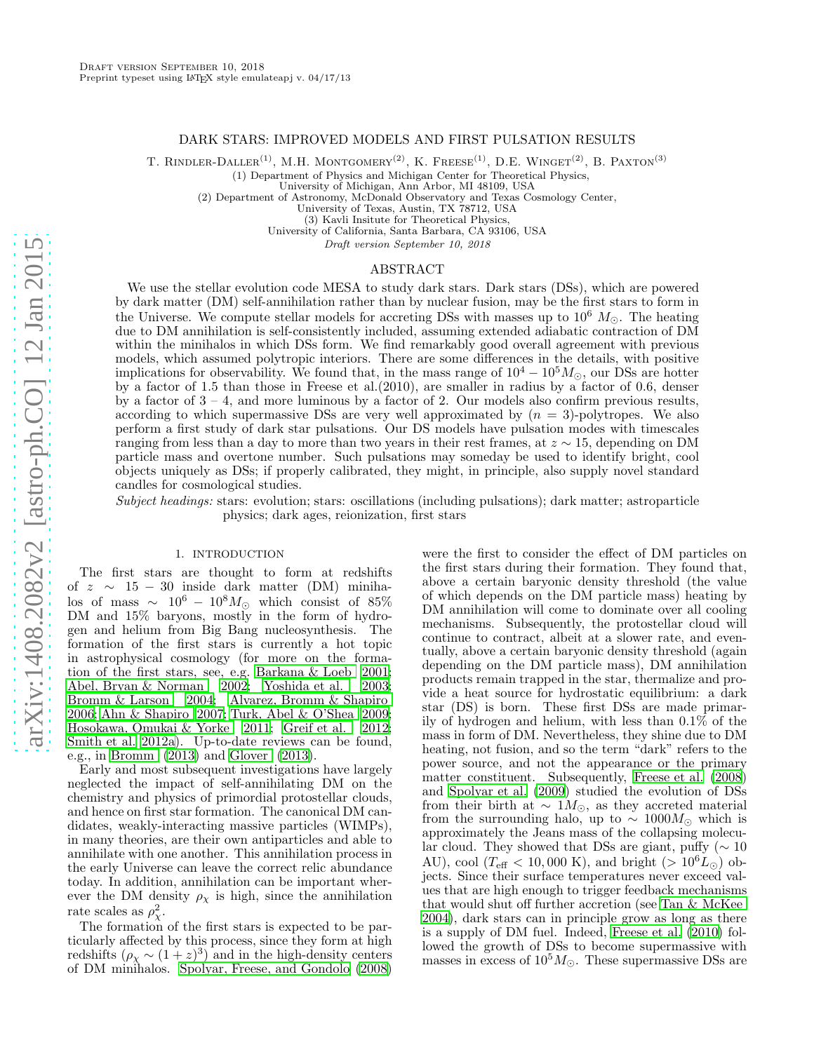Draft version September 10, 2018
Preprint typeset using LaTeX style emulateapj v. 04/17/13

# DARK STARS: IMPROVED MODELS AND FIRST PULSATION RESULTS

T. Rindler-Daller[(1)], M.H. Montgomery[(2)], K. Freese[(1)], D.E. Winget[(2)], B. Paxton[(3)]

(1) Department of Physics and Michigan Center for Theoretical Physics,
University of Michigan, Ann Arbor, MI 48109, USA
(2) Department of Astronomy, McDonald Observatory and Texas Cosmology Center,
University of Texas, Austin, TX 78712, USA
(3) Kavli Insitute for Theoretical Physics,
University of California, Santa Barbara, CA 93106, USA

*Draft version September 10, 2018*

## ABSTRACT

We use the stellar evolution code MESA to study dark stars. Dark stars (DSs), which are powered by dark matter (DM) self-annihilation rather than by nuclear fusion, may be the first stars to form in the Universe. We compute stellar models for accreting DSs with masses up to $10^6\ M_\odot$. The heating due to DM annihilation is self-consistently included, assuming extended adiabatic contraction of DM within the minihalos in which DSs form. We find remarkably good overall agreement with previous models, which assumed polytropic interiors. There are some differences in the details, with positive implications for observability. We found that, in the mass range of $10^4 - 10^5 M_\odot$, our DSs are hotter by a factor of 1.5 than those in Freese et al.(2010), are smaller in radius by a factor of 0.6, denser by a factor of 3 – 4, and more luminous by a factor of 2. Our models also confirm previous results, according to which supermassive DSs are very well approximated by ($n = 3$)-polytropes. We also perform a first study of dark star pulsations. Our DS models have pulsation modes with timescales ranging from less than a day to more than two years in their rest frames, at $z \sim 15$, depending on DM particle mass and overtone number. Such pulsations may someday be used to identify bright, cool objects uniquely as DSs; if properly calibrated, they might, in principle, also supply novel standard candles for cosmological studies.

*Subject headings:* stars: evolution; stars: oscillations (including pulsations); dark matter; astroparticle physics; dark ages, reionization, first stars

## 1. INTRODUCTION

The first stars are thought to form at redshifts of $z \sim 15 - 30$ inside dark matter (DM) minihalos of mass $\sim 10^6 - 10^8 M_\odot$ which consist of 85% DM and 15% baryons, mostly in the form of hydrogen and helium from Big Bang nucleosynthesis. The formation of the first stars is currently a hot topic in astrophysical cosmology (for more on the formation of the first stars, see, e.g. Barkana & Loeb 2001; Abel, Bryan & Norman 2002; Yoshida et al. 2003; Bromm & Larson 2004; Alvarez, Bromm & Shapiro 2006; Ahn & Shapiro 2007; Turk, Abel & O'Shea 2009; Hosokawa, Omukai & Yorke 2011; Greif et al. 2012; Smith et al. 2012a). Up-to-date reviews can be found, e.g., in Bromm (2013) and Glover (2013).

Early and most subsequent investigations have largely neglected the impact of self-annihilating DM on the chemistry and physics of primordial protostellar clouds, and hence on first star formation. The canonical DM candidates, weakly-interacting massive particles (WIMPs), in many theories, are their own antiparticles and able to annihilate with one another. This annihilation process in the early Universe can leave the correct relic abundance today. In addition, annihilation can be important wherever the DM density $\rho_\chi$ is high, since the annihilation rate scales as $\rho_\chi^2$.

The formation of the first stars is expected to be particularly affected by this process, since they form at high redshifts ($\rho_\chi \sim (1 + z)^3$) and in the high-density centers of DM minihalos. Spolyar, Freese, and Gondolo (2008) were the first to consider the effect of DM particles on the first stars during their formation. They found that, above a certain baryonic density threshold (the value of which depends on the DM particle mass) heating by DM annihilation will come to dominate over all cooling mechanisms. Subsequently, the protostellar cloud will continue to contract, albeit at a slower rate, and eventually, above a certain baryonic density threshold (again depending on the DM particle mass), DM annihilation products remain trapped in the star, thermalize and provide a heat source for hydrostatic equilibrium: a dark star (DS) is born. These first DSs are made primarily of hydrogen and helium, with less than 0.1% of the mass in form of DM. Nevertheless, they shine due to DM heating, not fusion, and so the term "dark" refers to the power source, and not the appearance or the primary matter constituent. Subsequently, Freese et al. (2008) and Spolyar et al. (2009) studied the evolution of DSs from their birth at $\sim 1 M_\odot$, as they accreted material from the surrounding halo, up to $\sim 1000 M_\odot$ which is approximately the Jeans mass of the collapsing molecular cloud. They showed that DSs are giant, puffy ($\sim 10$ AU), cool ($T_{\rm eff} < 10,000$ K), and bright ($> 10^6 L_\odot$) objects. Since their surface temperatures never exceed values that are high enough to trigger feedback mechanisms that would shut off further accretion (see Tan & McKee 2004), dark stars can in principle grow as long as there is a supply of DM fuel. Indeed, Freese et al. (2010) followed the growth of DSs to become supermassive with masses in excess of $10^5 M_\odot$. These supermassive DSs are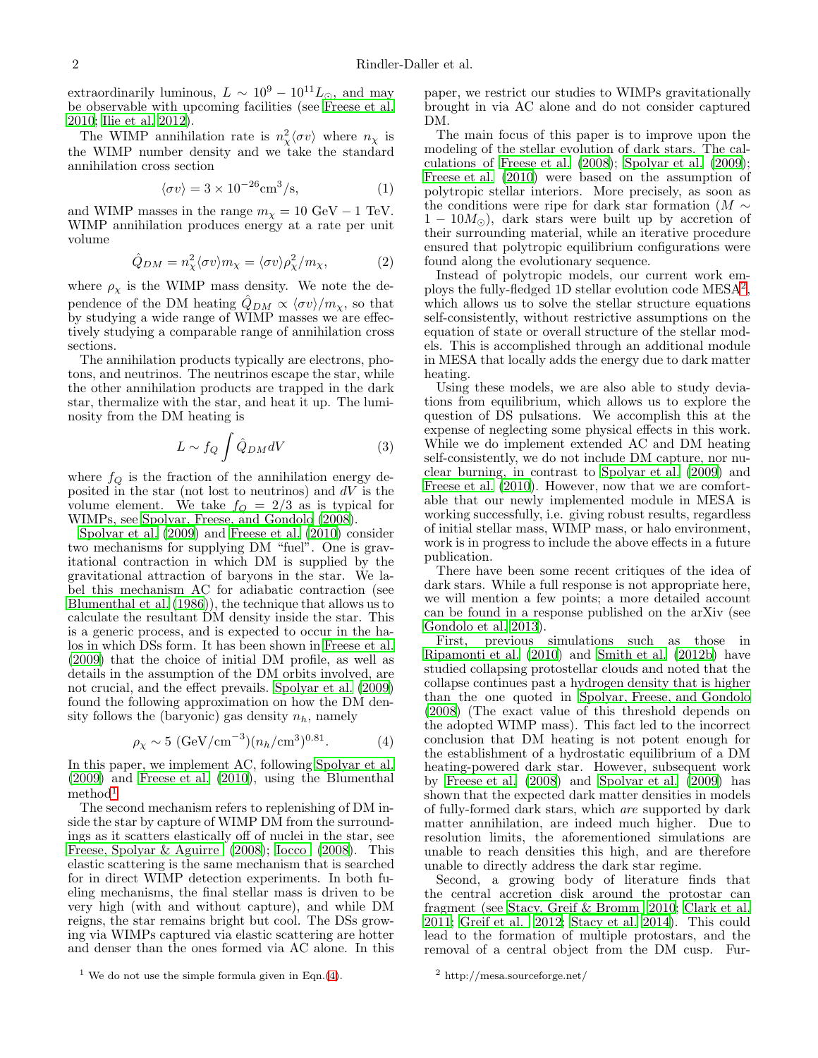extraordinarily luminous, $L \sim 10^9 - 10^{11} L_\odot$, and may be observable with upcoming facilities (see Freese et al. 2010; Ilie et al. 2012).

The WIMP annihilation rate is $n_\chi^2 \langle \sigma v \rangle$ where $n_\chi$ is the WIMP number density and we take the standard annihilation cross section

$$\langle \sigma v \rangle = 3 \times 10^{-26} \mathrm{cm}^3/\mathrm{s}, \tag{1}$$

and WIMP masses in the range $m_\chi = 10$ GeV $- 1$ TeV. WIMP annihilation produces energy at a rate per unit volume

$$\hat{Q}_{DM} = n_\chi^2 \langle \sigma v \rangle m_\chi = \langle \sigma v \rangle \rho_\chi^2 / m_\chi, \tag{2}$$

where $\rho_\chi$ is the WIMP mass density. We note the dependence of the DM heating $\hat{Q}_{DM} \propto \langle \sigma v \rangle / m_\chi$, so that by studying a wide range of WIMP masses we are effectively studying a comparable range of annihilation cross sections.

The annihilation products typically are electrons, photons, and neutrinos. The neutrinos escape the star, while the other annihilation products are trapped in the dark star, thermalize with the star, and heat it up. The luminosity from the DM heating is

$$L \sim f_Q \int \hat{Q}_{DM} dV \tag{3}$$

where $f_Q$ is the fraction of the annihilation energy deposited in the star (not lost to neutrinos) and $dV$ is the volume element. We take $f_Q = 2/3$ as is typical for WIMPs, see Spolyar, Freese, and Gondolo (2008).

Spolyar et al. (2009) and Freese et al. (2010) consider two mechanisms for supplying DM "fuel". One is gravitational contraction in which DM is supplied by the gravitational attraction of baryons in the star. We label this mechanism AC for adiabatic contraction (see Blumenthal et al. (1986)), the technique that allows us to calculate the resultant DM density inside the star. This is a generic process, and is expected to occur in the halos in which DSs form. It has been shown in Freese et al. (2009) that the choice of initial DM profile, as well as details in the assumption of the DM orbits involved, are not crucial, and the effect prevails. Spolyar et al. (2009) found the following approximation on how the DM density follows the (baryonic) gas density $n_h$, namely

$$\rho_\chi \sim 5 \; (\mathrm{GeV/cm^{-3}}) (n_h/\mathrm{cm}^3)^{0.81}. \tag{4}$$

In this paper, we implement AC, following Spolyar et al. (2009) and Freese et al. (2010), using the Blumenthal method[1].

The second mechanism refers to replenishing of DM inside the star by capture of WIMP DM from the surroundings as it scatters elastically off of nuclei in the star, see Freese, Spolyar & Aguirre (2008); Iocco (2008). This elastic scattering is the same mechanism that is searched for in direct WIMP detection experiments. In both fueling mechanisms, the final stellar mass is driven to be very high (with and without capture), and while DM reigns, the star remains bright but cool. The DSs growing via WIMPs captured via elastic scattering are hotter and denser than the ones formed via AC alone. In this paper, we restrict our studies to WIMPs gravitationally brought in via AC alone and do not consider captured DM.

The main focus of this paper is to improve upon the modeling of the stellar evolution of dark stars. The calculations of Freese et al. (2008); Spolyar et al. (2009); Freese et al. (2010) were based on the assumption of polytropic stellar interiors. More precisely, as soon as the conditions were ripe for dark star formation ($M \sim 1 - 10 M_\odot$), dark stars were built up by accretion of their surrounding material, while an iterative procedure ensured that polytropic equilibrium configurations were found along the evolutionary sequence.

Instead of polytropic models, our current work employs the fully-fledged 1D stellar evolution code MESA[2], which allows us to solve the stellar structure equations self-consistently, without restrictive assumptions on the equation of state or overall structure of the stellar models. This is accomplished through an additional module in MESA that locally adds the energy due to dark matter heating.

Using these models, we are also able to study deviations from equilibrium, which allows us to explore the question of DS pulsations. We accomplish this at the expense of neglecting some physical effects in this work. While we do implement extended AC and DM heating self-consistently, we do not include DM capture, nor nuclear burning, in contrast to Spolyar et al. (2009) and Freese et al. (2010). However, now that we are comfortable that our newly implemented module in MESA is working successfully, i.e. giving robust results, regardless of initial stellar mass, WIMP mass, or halo environment, work is in progress to include the above effects in a future publication.

There have been some recent critiques of the idea of dark stars. While a full response is not appropriate here, we will mention a few points; a more detailed account can be found in a response published on the arXiv (see Gondolo et al. 2013).

First, previous simulations such as those in Ripamonti et al. (2010) and Smith et al. (2012b) have studied collapsing protostellar clouds and noted that the collapse continues past a hydrogen density that is higher than the one quoted in Spolyar, Freese, and Gondolo (2008) (The exact value of this threshold depends on the adopted WIMP mass). This fact led to the incorrect conclusion that DM heating is not potent enough for the establishment of a hydrostatic equilibrium of a DM heating-powered dark star. However, subsequent work by Freese et al. (2008) and Spolyar et al. (2009) has shown that the expected dark matter densities in models of fully-formed dark stars, which *are* supported by dark matter annihilation, are indeed much higher. Due to resolution limits, the aforementioned simulations are unable to reach densities this high, and are therefore unable to directly address the dark star regime.

Second, a growing body of literature finds that the central accretion disk around the protostar can fragment (see Stacy, Greif & Bromm 2010; Clark et al. 2011; Greif et al. 2012; Stacy et al. 2014). This could lead to the formation of multiple protostars, and the removal of a central object from the DM cusp. Fur-

[1] We do not use the simple formula given in Eqn.(4).

[2] http://mesa.sourceforge.net/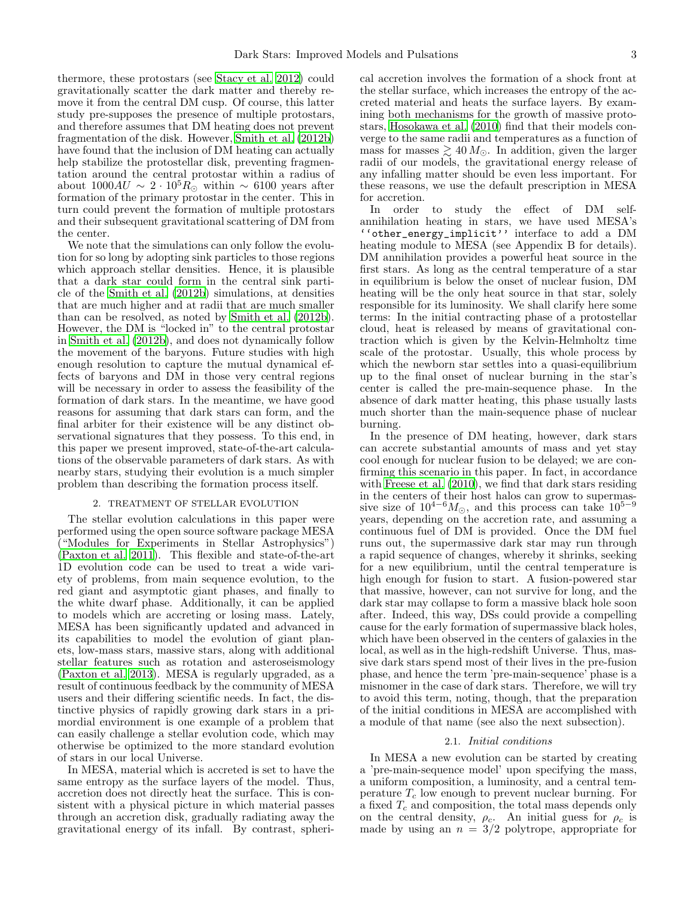thermore, these protostars (see Stacy et al. 2012) could gravitationally scatter the dark matter and thereby remove it from the central DM cusp. Of course, this latter study pre-supposes the presence of multiple protostars, and therefore assumes that DM heating does not prevent fragmentation of the disk. However, Smith et al. (2012b) have found that the inclusion of DM heating can actually help stabilize the protostellar disk, preventing fragmentation around the central protostar within a radius of about $1000AU \sim 2 \cdot 10^5 R_\odot$ within $\sim 6100$ years after formation of the primary protostar in the center. This in turn could prevent the formation of multiple protostars and their subsequent gravitational scattering of DM from the center.

We note that the simulations can only follow the evolution for so long by adopting sink particles to those regions which approach stellar densities. Hence, it is plausible that a dark star could form in the central sink particle of the Smith et al. (2012b) simulations, at densities that are much higher and at radii that are much smaller than can be resolved, as noted by Smith et al. (2012b). However, the DM is "locked in" to the central protostar in Smith et al. (2012b), and does not dynamically follow the movement of the baryons. Future studies with high enough resolution to capture the mutual dynamical effects of baryons and DM in those very central regions will be necessary in order to assess the feasibility of the formation of dark stars. In the meantime, we have good reasons for assuming that dark stars can form, and the final arbiter for their existence will be any distinct observational signatures that they possess. To this end, in this paper we present improved, state-of-the-art calculations of the observable parameters of dark stars. As with nearby stars, studying their evolution is a much simpler problem than describing the formation process itself.

## 2. TREATMENT OF STELLAR EVOLUTION

The stellar evolution calculations in this paper were performed using the open source software package MESA ("Modules for Experiments in Stellar Astrophysics") (Paxton et al. 2011). This flexible and state-of-the-art 1D evolution code can be used to treat a wide variety of problems, from main sequence evolution, to the red giant and asymptotic giant phases, and finally to the white dwarf phase. Additionally, it can be applied to models which are accreting or losing mass. Lately, MESA has been significantly updated and advanced in its capabilities to model the evolution of giant planets, low-mass stars, massive stars, along with additional stellar features such as rotation and asteroseismology (Paxton et al. 2013). MESA is regularly upgraded, as a result of continuous feedback by the community of MESA users and their differing scientific needs. In fact, the distinctive physics of rapidly growing dark stars in a primordial environment is one example of a problem that can easily challenge a stellar evolution code, which may otherwise be optimized to the more standard evolution of stars in our local Universe.

In MESA, material which is accreted is set to have the same entropy as the surface layers of the model. Thus, accretion does not directly heat the surface. This is consistent with a physical picture in which material passes through an accretion disk, gradually radiating away the gravitational energy of its infall. By contrast, spherical accretion involves the formation of a shock front at the stellar surface, which increases the entropy of the accreted material and heats the surface layers. By examining both mechanisms for the growth of massive protostars, Hosokawa et al. (2010) find that their models converge to the same radii and temperatures as a function of mass for masses $\gtrsim 40\,M_\odot$. In addition, given the larger radii of our models, the gravitational energy release of any infalling matter should be even less important. For these reasons, we use the default prescription in MESA for accretion.

In order to study the effect of DM self-annihilation heating in stars, we have used MESA's `''other_energy_implicit''` interface to add a DM heating module to MESA (see Appendix B for details). DM annihilation provides a powerful heat source in the first stars. As long as the central temperature of a star in equilibrium is below the onset of nuclear fusion, DM heating will be the only heat source in that star, solely responsible for its luminosity. We shall clarify here some terms: In the initial contracting phase of a protostellar cloud, heat is released by means of gravitational contraction which is given by the Kelvin-Helmholtz time scale of the protostar. Usually, this whole process by which the newborn star settles into a quasi-equilibrium up to the final onset of nuclear burning in the star's center is called the pre-main-sequence phase. In the absence of dark matter heating, this phase usually lasts much shorter than the main-sequence phase of nuclear burning.

In the presence of DM heating, however, dark stars can accrete substantial amounts of mass and yet stay cool enough for nuclear fusion to be delayed; we are confirming this scenario in this paper. In fact, in accordance with Freese et al. (2010), we find that dark stars residing in the centers of their host halos can grow to supermassive size of $10^{4-6} M_\odot$, and this process can take $10^{5-9}$ years, depending on the accretion rate, and assuming a continuous fuel of DM is provided. Once the DM fuel runs out, the supermassive dark star may run through a rapid sequence of changes, whereby it shrinks, seeking for a new equilibrium, until the central temperature is high enough for fusion to start. A fusion-powered star that massive, however, can not survive for long, and the dark star may collapse to form a massive black hole soon after. Indeed, this way, DSs could provide a compelling cause for the early formation of supermassive black holes, which have been observed in the centers of galaxies in the local, as well as in the high-redshift Universe. Thus, massive dark stars spend most of their lives in the pre-fusion phase, and hence the term 'pre-main-sequence' phase is a misnomer in the case of dark stars. Therefore, we will try to avoid this term, noting, though, that the preparation of the initial conditions in MESA are accomplished with a module of that name (see also the next subsection).

### 2.1. *Initial conditions*

In MESA a new evolution can be started by creating a 'pre-main-sequence model' upon specifying the mass, a uniform composition, a luminosity, and a central temperature $T_c$ low enough to prevent nuclear burning. For a fixed $T_c$ and composition, the total mass depends only on the central density, $\rho_c$. An initial guess for $\rho_c$ is made by using an $n = 3/2$ polytrope, appropriate for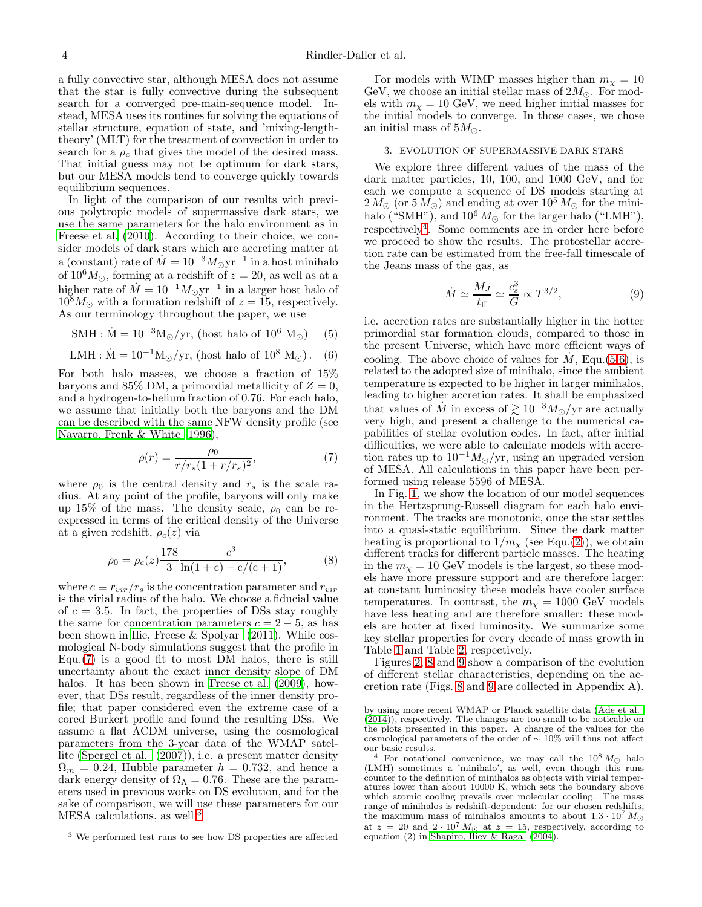a fully convective star, although MESA does not assume that the star is fully convective during the subsequent search for a converged pre-main-sequence model. Instead, MESA uses its routines for solving the equations of stellar structure, equation of state, and 'mixing-length-theory' (MLT) for the treatment of convection in order to search for a $\rho_c$ that gives the model of the desired mass. That initial guess may not be optimum for dark stars, but our MESA models tend to converge quickly towards equilibrium sequences.

In light of the comparison of our results with previous polytropic models of supermassive dark stars, we use the same parameters for the halo environment as in Freese et al. (2010). According to their choice, we consider models of dark stars which are accreting matter at a (constant) rate of $\dot{M} = 10^{-3} M_\odot \mathrm{yr}^{-1}$ in a host minihalo of $10^6 M_\odot$, forming at a redshift of $z = 20$, as well as at a higher rate of $\dot{M} = 10^{-1} M_\odot \mathrm{yr}^{-1}$ in a larger host halo of $10^8 M_\odot$ with a formation redshift of $z = 15$, respectively. As our terminology throughout the paper, we use

$$\mathrm{SMH}: \dot{\mathrm{M}} = 10^{-3} \mathrm{M}_\odot/\mathrm{yr}, \text{ (host halo of } 10^6 \mathrm{~M}_\odot) \quad (5)$$

$$\mathrm{LMH}: \dot{\mathrm{M}} = 10^{-1} \mathrm{M}_\odot/\mathrm{yr}, \text{ (host halo of } 10^8 \mathrm{~M}_\odot). \quad (6)$$

For both halo masses, we choose a fraction of 15% baryons and 85% DM, a primordial metallicity of $Z = 0$, and a hydrogen-to-helium fraction of 0.76. For each halo, we assume that initially both the baryons and the DM can be described with the same NFW density profile (see Navarro, Frenk & White 1996),

$$\rho(r) = \frac{\rho_0}{r/r_s(1 + r/r_s)^2}, \quad (7)$$

where $\rho_0$ is the central density and $r_s$ is the scale radius. At any point of the profile, baryons will only make up 15% of the mass. The density scale, $\rho_0$ can be re-expressed in terms of the critical density of the Universe at a given redshift, $\rho_c(z)$ via

$$\rho_0 = \rho_c(z) \frac{178}{3} \frac{c^3}{\ln(1+\mathrm{c}) - \mathrm{c}/(\mathrm{c}+1)}, \quad (8)$$

where $c \equiv r_{vir}/r_s$ is the concentration parameter and $r_{vir}$ is the virial radius of the halo. We choose a fiducial value of $c = 3.5$. In fact, the properties of DSs stay roughly the same for concentration parameters $c = 2 - 5$, as has been shown in Ilie, Freese & Spolyar (2011). While cosmological N-body simulations suggest that the profile in Equ.(7) is a good fit to most DM halos, there is still uncertainty about the exact inner density slope of DM halos. It has been shown in Freese et al. (2009), however, that DSs result, regardless of the inner density profile; that paper considered even the extreme case of a cored Burkert profile and found the resulting DSs. We assume a flat ΛCDM universe, using the cosmological parameters from the 3-year data of the WMAP satellite (Spergel et al. (2007)), i.e. a present matter density $\Omega_m = 0.24$, Hubble parameter $h = 0.732$, and hence a dark energy density of $\Omega_\Lambda = 0.76$. These are the parameters used in previous works on DS evolution, and for the sake of comparison, we will use these parameters for our MESA calculations, as well.[3]

For models with WIMP masses higher than $m_\chi = 10$ GeV, we choose an initial stellar mass of $2 M_\odot$. For models with $m_\chi = 10$ GeV, we need higher initial masses for the initial models to converge. In those cases, we chose an initial mass of $5 M_\odot$.

## 3. EVOLUTION OF SUPERMASSIVE DARK STARS

We explore three different values of the mass of the dark matter particles, 10, 100, and 1000 GeV, and for each we compute a sequence of DS models starting at $2 M_\odot$ (or $5 M_\odot$) and ending at over $10^5 M_\odot$ for the minihalo ("SMH"), and $10^6 M_\odot$ for the larger halo ("LMH"), respectively[4]. Some comments are in order here before we proceed to show the results. The protostellar accretion rate can be estimated from the free-fall timescale of the Jeans mass of the gas, as

$$\dot{M} \simeq \frac{M_J}{t_{\rm ff}} \simeq \frac{c_s^3}{G} \propto T^{3/2}, \quad (9)$$

i.e. accretion rates are substantially higher in the hotter primordial star formation clouds, compared to those in the present Universe, which have more efficient ways of cooling. The above choice of values for $\dot{M}$, Equ.(5-6), is related to the adopted size of minihalo, since the ambient temperature is expected to be higher in larger minihalos, leading to higher accretion rates. It shall be emphasized that values of $\dot{M}$ in excess of $\gtrsim 10^{-3} M_\odot/\mathrm{yr}$ are actually very high, and present a challenge to the numerical capabilities of stellar evolution codes. In fact, after initial difficulties, we were able to calculate models with accretion rates up to $10^{-1} M_\odot/\mathrm{yr}$, using an upgraded version of MESA. All calculations in this paper have been performed using release 5596 of MESA.

In Fig. 1, we show the location of our model sequences in the Hertzsprung-Russell diagram for each halo environment. The tracks are monotonic, once the star settles into a quasi-static equilibrium. Since the dark matter heating is proportional to $1/m_\chi$ (see Equ.(2)), we obtain different tracks for different particle masses. The heating in the $m_\chi = 10$ GeV models is the largest, so these models have more pressure support and are therefore larger: at constant luminosity these models have cooler surface temperatures. In contrast, the $m_\chi = 1000$ GeV models have less heating and are therefore smaller: these models are hotter at fixed luminosity. We summarize some key stellar properties for every decade of mass growth in Table 1 and Table 2, respectively.

Figures 2, 8 and 9 show a comparison of the evolution of different stellar characteristics, depending on the accretion rate (Figs. 8 and 9 are collected in Appendix A).

[3] We performed test runs to see how DS properties are affected by using more recent WMAP or Planck satellite data (Ade et al. (2014)), respectively. The changes are too small to be noticable on the plots presented in this paper. A change of the values for the cosmological parameters of the order of ∼ 10% will thus not affect our basic results.

[4] For notational convenience, we may call the $10^8 M_\odot$ halo (LMH) sometimes a 'minihalo', as well, even though this runs counter to the definition of minihalos as objects with virial temperatures lower than about 10000 K, which sets the boundary above which atomic cooling prevails over molecular cooling. The mass range of minihalos is redshift-dependent: for our chosen redshifts, the maximum mass of minihalos amounts to about $1.3 \cdot 10^7 M_\odot$ at $z = 20$ and $2 \cdot 10^7 M_\odot$ at $z = 15$, respectively, according to equation (2) in Shapiro, Iliev & Raga (2004).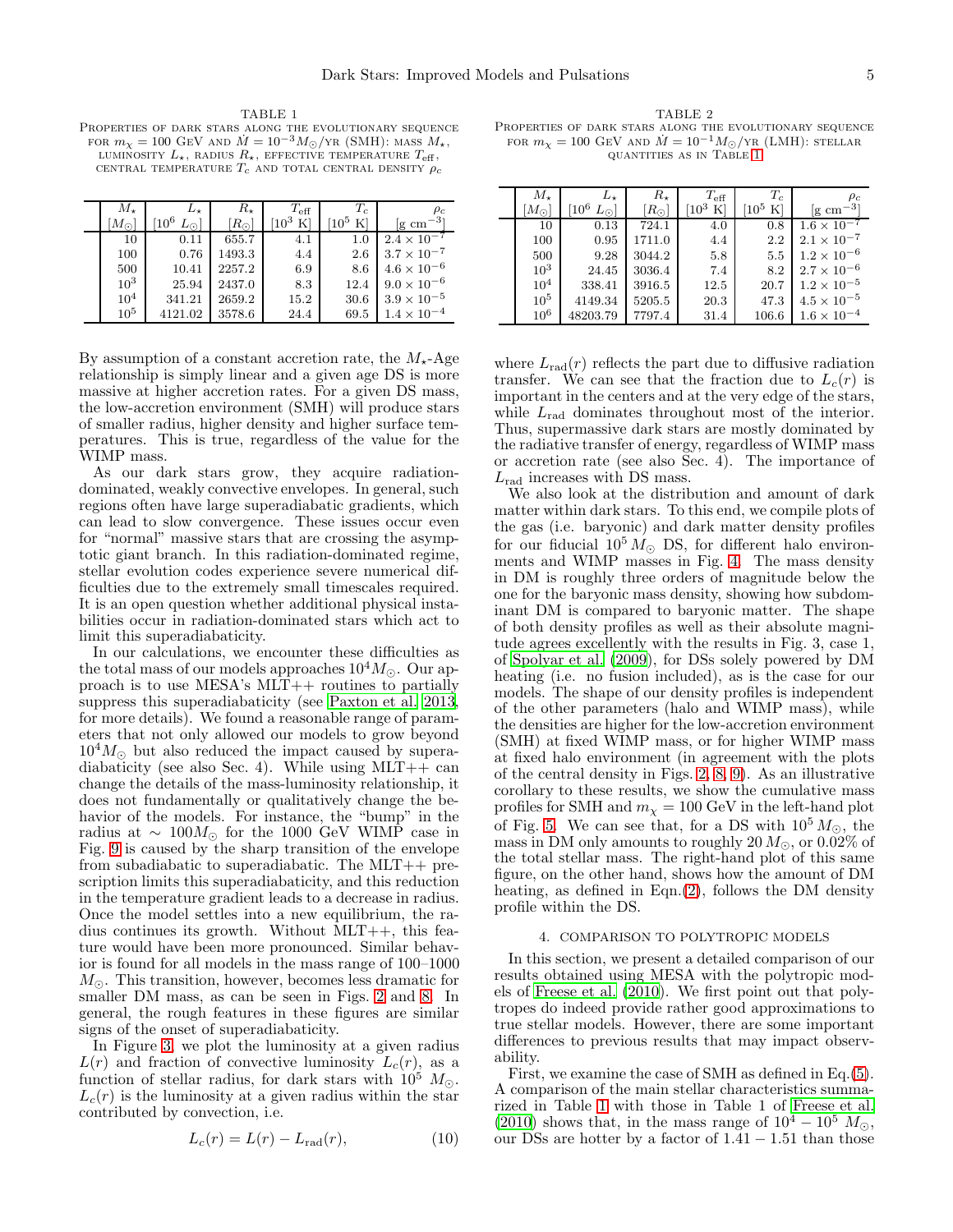TABLE 1

PROPERTIES OF DARK STARS ALONG THE EVOLUTIONARY SEQUENCE FOR $m_\chi = 100$ GEV AND $\dot{M} = 10^{-3} M_\odot$/YR (SMH): MASS $M_\star$, LUMINOSITY $L_\star$, RADIUS $R_\star$, EFFECTIVE TEMPERATURE $T_{\rm eff}$, CENTRAL TEMPERATURE $T_c$ AND TOTAL CENTRAL DENSITY $\rho_c$

| $M_\star$ $[M_\odot]$ | $L_\star$ $[10^6\ L_\odot]$ | $R_\star$ $[R_\odot]$ | $T_{\rm eff}$ $[10^3$ K$]$ | $T_c$ $[10^5$ K$]$ | $\rho_c$ [g cm$^{-3}$] |
|---|---|---|---|---|---|
| 10 | 0.11 | 655.7 | 4.1 | 1.0 | $2.4 \times 10^{-7}$ |
| 100 | 0.76 | 1493.3 | 4.4 | 2.6 | $3.7 \times 10^{-7}$ |
| 500 | 10.41 | 2257.2 | 6.9 | 8.6 | $4.6 \times 10^{-6}$ |
| $10^3$ | 25.94 | 2437.0 | 8.3 | 12.4 | $9.0 \times 10^{-6}$ |
| $10^4$ | 341.21 | 2659.2 | 15.2 | 30.6 | $3.9 \times 10^{-5}$ |
| $10^5$ | 4121.02 | 3578.6 | 24.4 | 69.5 | $1.4 \times 10^{-4}$ |

TABLE 2

PROPERTIES OF DARK STARS ALONG THE EVOLUTIONARY SEQUENCE FOR $m_\chi = 100$ GEV AND $\dot{M} = 10^{-1} M_\odot$/YR (LMH): STELLAR QUANTITIES AS IN TABLE 1

| $M_\star$ $[M_\odot]$ | $L_\star$ $[10^6\ L_\odot]$ | $R_\star$ $[R_\odot]$ | $T_{\rm eff}$ $[10^3$ K$]$ | $T_c$ $[10^5$ K$]$ | $\rho_c$ [g cm$^{-3}$] |
|---|---|---|---|---|---|
| 10 | 0.13 | 724.1 | 4.0 | 0.8 | $1.6 \times 10^{-7}$ |
| 100 | 0.95 | 1711.0 | 4.4 | 2.2 | $2.1 \times 10^{-7}$ |
| 500 | 9.28 | 3044.2 | 5.8 | 5.5 | $1.2 \times 10^{-6}$ |
| $10^3$ | 24.45 | 3036.4 | 7.4 | 8.2 | $2.7 \times 10^{-6}$ |
| $10^4$ | 338.41 | 3916.5 | 12.5 | 20.7 | $1.2 \times 10^{-5}$ |
| $10^5$ | 4149.34 | 5205.5 | 20.3 | 47.3 | $4.5 \times 10^{-5}$ |
| $10^6$ | 48203.79 | 7797.4 | 31.4 | 106.6 | $1.6 \times 10^{-4}$ |

By assumption of a constant accretion rate, the $M_\star$-Age relationship is simply linear and a given age DS is more massive at higher accretion rates. For a given DS mass, the low-accretion environment (SMH) will produce stars of smaller radius, higher density and higher surface temperatures. This is true, regardless of the value for the WIMP mass.

As our dark stars grow, they acquire radiation-dominated, weakly convective envelopes. In general, such regions often have large superadiabatic gradients, which can lead to slow convergence. These issues occur even for "normal" massive stars that are crossing the asymptotic giant branch. In this radiation-dominated regime, stellar evolution codes experience severe numerical difficulties due to the extremely small timescales required. It is an open question whether additional physical instabilities occur in radiation-dominated stars which act to limit this superadiabaticity.

In our calculations, we encounter these difficulties as the total mass of our models approaches $10^4 M_\odot$. Our approach is to use MESA's MLT++ routines to partially suppress this superadiabaticity (see Paxton et al. 2013, for more details). We found a reasonable range of parameters that not only allowed our models to grow beyond $10^4 M_\odot$ but also reduced the impact caused by superadiabaticity (see also Sec. 4). While using MLT++ can change the details of the mass-luminosity relationship, it does not fundamentally or qualitatively change the behavior of the models. For instance, the "bump" in the radius at $\sim 100 M_\odot$ for the 1000 GeV WIMP case in Fig. 9 is caused by the sharp transition of the envelope from subadiabatic to superadiabatic. The MLT++ prescription limits this superadiabaticity, and this reduction in the temperature gradient leads to a decrease in radius. Once the model settles into a new equilibrium, the radius continues its growth. Without MLT++, this feature would have been more pronounced. Similar behavior is found for all models in the mass range of 100–1000 $M_\odot$. This transition, however, becomes less dramatic for smaller DM mass, as can be seen in Figs. 2 and 8. In general, the rough features in these figures are similar signs of the onset of superadiabaticity.

In Figure 3, we plot the luminosity at a given radius $L(r)$ and fraction of convective luminosity $L_c(r)$, as a function of stellar radius, for dark stars with $10^5\ M_\odot$. $L_c(r)$ is the luminosity at a given radius within the star contributed by convection, i.e.

$$L_c(r) = L(r) - L_{\rm rad}(r), \tag{10}$$

where $L_{\rm rad}(r)$ reflects the part due to diffusive radiation transfer. We can see that the fraction due to $L_c(r)$ is important in the centers and at the very edge of the stars, while $L_{\rm rad}$ dominates throughout most of the interior. Thus, supermassive dark stars are mostly dominated by the radiative transfer of energy, regardless of WIMP mass or accretion rate (see also Sec. 4). The importance of $L_{\rm rad}$ increases with DS mass.

We also look at the distribution and amount of dark matter within dark stars. To this end, we compile plots of the gas (i.e. baryonic) and dark matter density profiles for our fiducial $10^5 M_\odot$ DS, for different halo environments and WIMP masses in Fig. 4. The mass density in DM is roughly three orders of magnitude below the one for the baryonic mass density, showing how subdominant DM is compared to baryonic matter. The shape of both density profiles as well as their absolute magnitude agrees excellently with the results in Fig. 3, case 1, of Spolyar et al. (2009), for DSs solely powered by DM heating (i.e. no fusion included), as is the case for our models. The shape of our density profiles is independent of the other parameters (halo and WIMP mass), while the densities are higher for the low-accretion environment (SMH) at fixed WIMP mass, or for higher WIMP mass at fixed halo environment (in agreement with the plots of the central density in Figs. 2, 8, 9). As an illustrative corollary to these results, we show the cumulative mass profiles for SMH and $m_\chi = 100$ GeV in the left-hand plot of Fig. 5. We can see that, for a DS with $10^5\,M_\odot$, the mass in DM only amounts to roughly $20\,M_\odot$, or 0.02% of the total stellar mass. The right-hand plot of this same figure, on the other hand, shows how the amount of DM heating, as defined in Eqn.(2), follows the DM density profile within the DS.

## 4. COMPARISON TO POLYTROPIC MODELS

In this section, we present a detailed comparison of our results obtained using MESA with the polytropic models of Freese et al. (2010). We first point out that polytropes do indeed provide rather good approximations to true stellar models. However, there are some important differences to previous results that may impact observability.

First, we examine the case of SMH as defined in Eq.(5). A comparison of the main stellar characteristics summarized in Table 1 with those in Table 1 of Freese et al. (2010) shows that, in the mass range of $10^4 - 10^5\ M_\odot$, our DSs are hotter by a factor of $1.41 - 1.51$ than those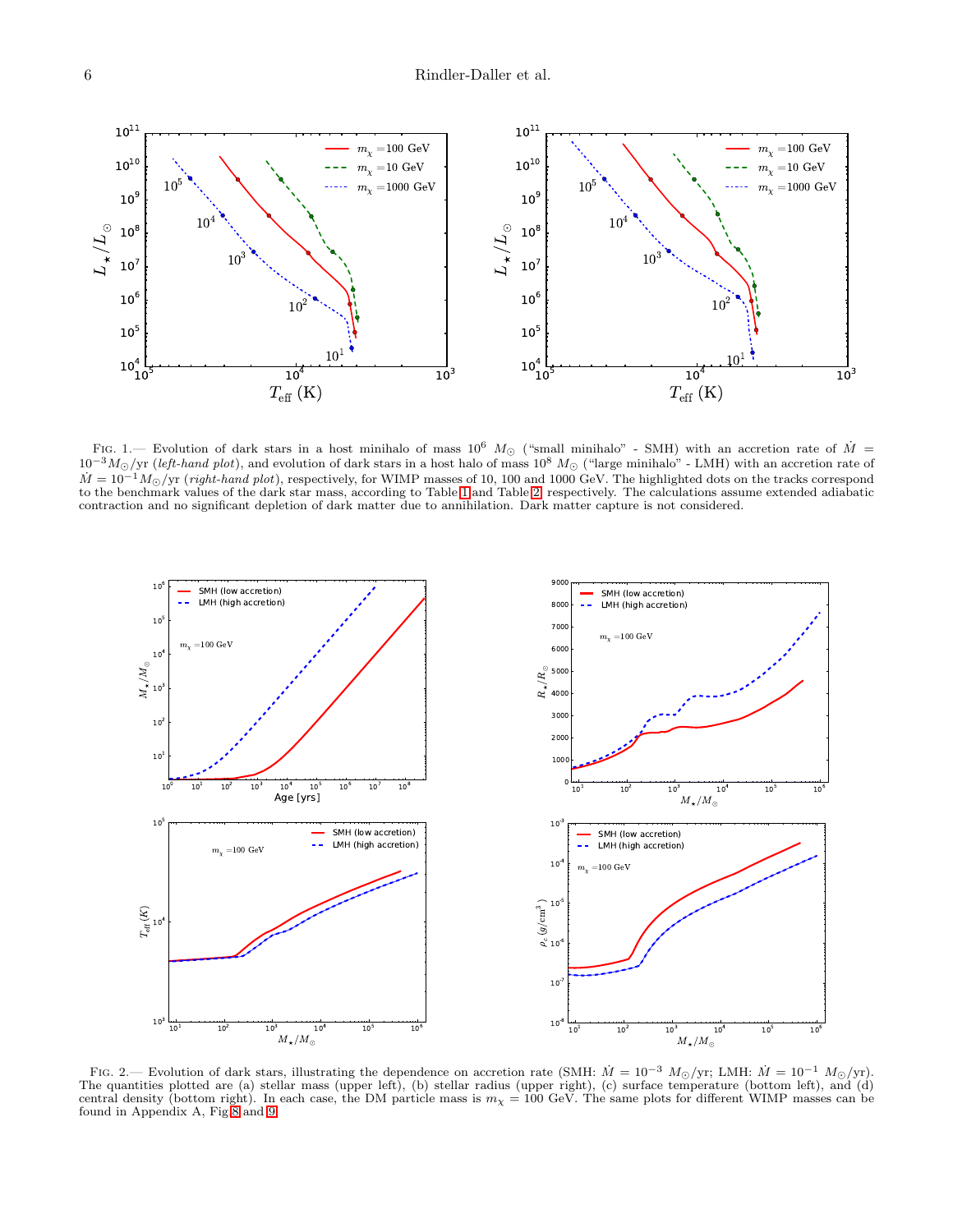FIG. 1.— Evolution of dark stars in a host minihalo of mass $10^6\ M_\odot$ ("small minihalo" - SMH) with an accretion rate of $\dot{M} = 10^{-3} M_\odot$/yr (*left-hand plot*), and evolution of dark stars in a host halo of mass $10^8\ M_\odot$ ("large minihalo" - LMH) with an accretion rate of $\dot{M} = 10^{-1} M_\odot$/yr (*right-hand plot*), respectively, for WIMP masses of 10, 100 and 1000 GeV. The highlighted dots on the tracks correspond to the benchmark values of the dark star mass, according to Table 1 and Table 2, respectively. The calculations assume extended adiabatic contraction and no significant depletion of dark matter due to annihilation. Dark matter capture is not considered.

FIG. 2.— Evolution of dark stars, illustrating the dependence on accretion rate (SMH: $\dot{M} = 10^{-3}\ M_\odot$/yr; LMH: $\dot{M} = 10^{-1}\ M_\odot$/yr). The quantities plotted are (a) stellar mass (upper left), (b) stellar radius (upper right), (c) surface temperature (bottom left), and (d) central density (bottom right). In each case, the DM particle mass is $m_\chi = 100$ GeV. The same plots for different WIMP masses can be found in Appendix A, Fig 8 and 9.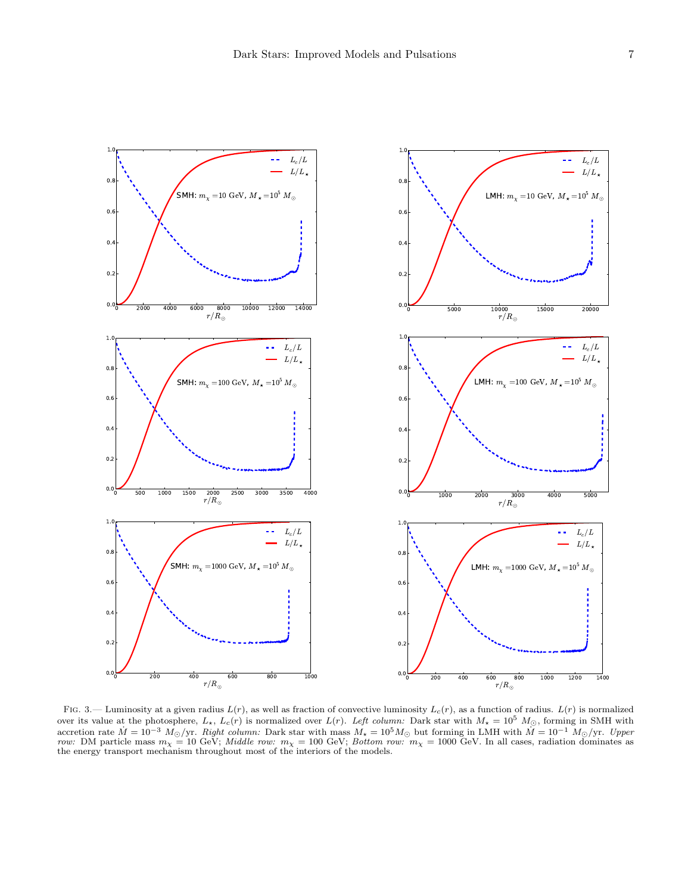FIG. 3.— Luminosity at a given radius $L(r)$, as well as fraction of convective luminosity $L_c(r)$, as a function of radius. $L(r)$ is normalized over its value at the photosphere, $L_\star$, $L_c(r)$ is normalized over $L(r)$. *Left column:* Dark star with $M_\star = 10^5\ M_\odot$, forming in SMH with accretion rate $\dot{M} = 10^{-3}\ M_\odot$/yr. *Right column:* Dark star with mass $M_\star = 10^5 M_\odot$ but forming in LMH with $\dot{M} = 10^{-1}\ M_\odot$/yr. *Upper row:* DM particle mass $m_\chi = 10$ GeV; *Middle row:* $m_\chi = 100$ GeV; *Bottom row:* $m_\chi = 1000$ GeV. In all cases, radiation dominates as the energy transport mechanism throughout most of the interiors of the models.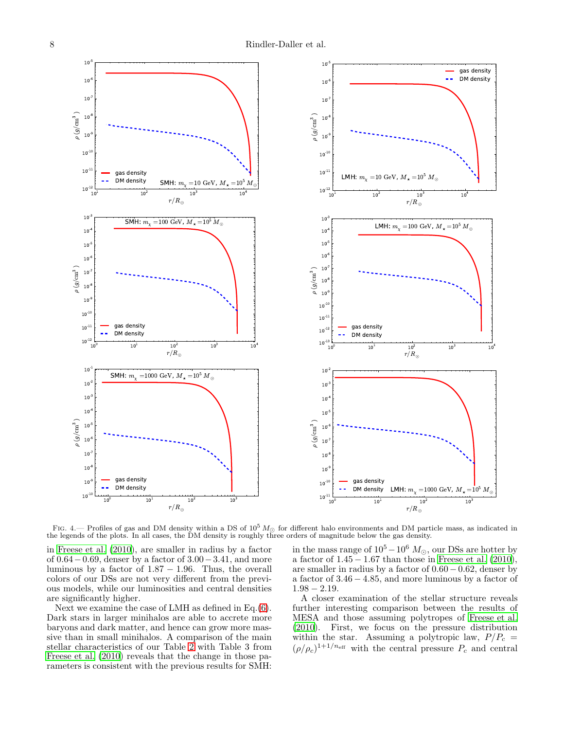FIG. 4.— Profiles of gas and DM density within a DS of $10^5\ M_\odot$ for different halo environments and DM particle mass, as indicated in the legends of the plots. In all cases, the DM density is roughly three orders of magnitude below the gas density.

in Freese et al. (2010), are smaller in radius by a factor of $0.64 - 0.69$, denser by a factor of $3.00 - 3.41$, and more luminous by a factor of $1.87 - 1.96$. Thus, the overall colors of our DSs are not very different from the previous models, while our luminosities and central densities are significantly higher.

Next we examine the case of LMH as defined in Eq.(6). Dark stars in larger minihalos are able to accrete more baryons and dark matter, and hence can grow more massive than in small minihalos. A comparison of the main stellar characteristics of our Table 2 with Table 3 from Freese et al. (2010) reveals that the change in those parameters is consistent with the previous results for SMH: in the mass range of $10^5 - 10^6\ M_\odot$, our DSs are hotter by a factor of $1.45 - 1.67$ than those in Freese et al. (2010), are smaller in radius by a factor of $0.60 - 0.62$, denser by a factor of $3.46 - 4.85$, and more luminous by a factor of $1.98 - 2.19$.

A closer examination of the stellar structure reveals further interesting comparison between the results of MESA and those assuming polytropes of Freese et al. (2010). First, we focus on the pressure distribution within the star. Assuming a polytropic law, $P/P_c = (\rho/\rho_c)^{1+1/n_{\rm eff}}$ with the central pressure $P_c$ and central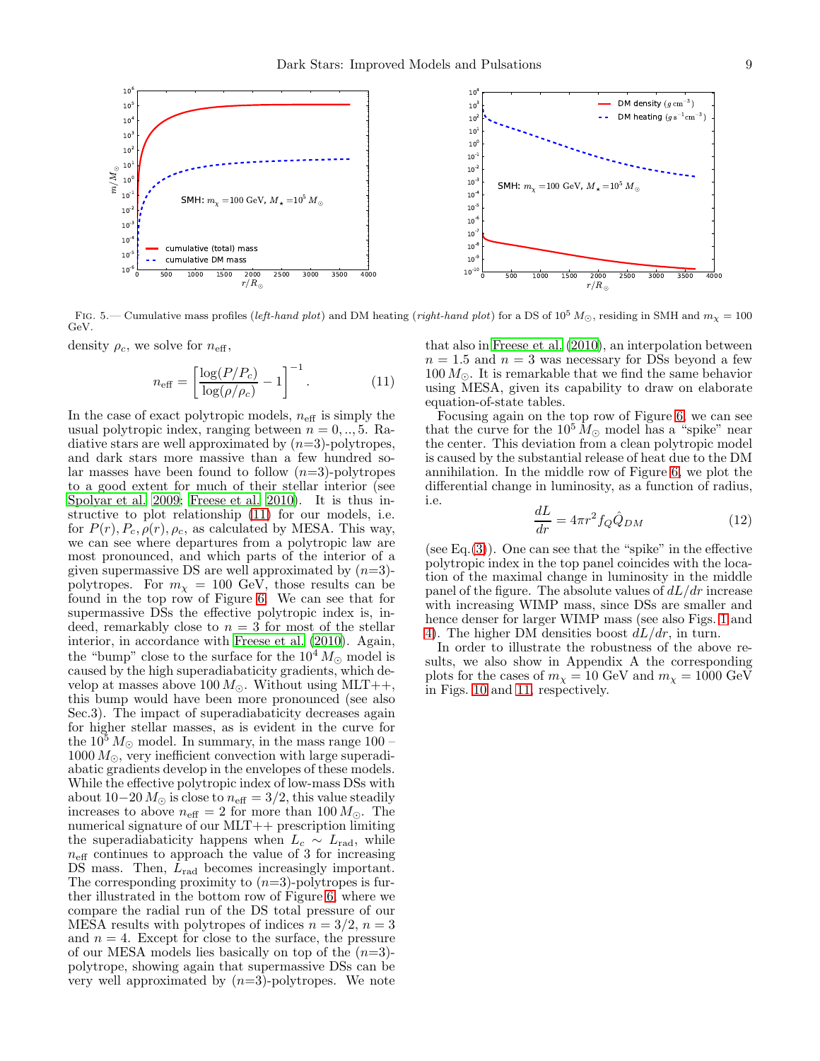Fig. 5.— Cumulative mass profiles (*left-hand plot*) and DM heating (*right-hand plot*) for a DS of $10^5\,M_\odot$, residing in SMH and $m_\chi = 100$ GeV.

density $\rho_c$, we solve for $n_{\rm eff}$,

$$n_{\rm eff} = \left[\frac{\log(P/P_c)}{\log(\rho/\rho_c)} - 1\right]^{-1}. \quad (11)$$

In the case of exact polytropic models, $n_{\rm eff}$ is simply the usual polytropic index, ranging between $n = 0, .., 5$. Radiative stars are well approximated by ($n$=3)-polytropes, and dark stars more massive than a few hundred solar masses have been found to follow ($n$=3)-polytropes to a good extent for much of their stellar interior (see Spolyar et al. 2009; Freese et al. 2010). It is thus instructive to plot relationship (11) for our models, i.e. for $P(r), P_c, \rho(r), \rho_c$, as calculated by MESA. This way, we can see where departures from a polytropic law are most pronounced, and which parts of the interior of a given supermassive DS are well approximated by ($n$=3)-polytropes. For $m_\chi = 100$ GeV, those results can be found in the top row of Figure 6. We can see that for supermassive DSs the effective polytropic index is, indeed, remarkably close to $n = 3$ for most of the stellar interior, in accordance with Freese et al. (2010). Again, the "bump" close to the surface for the $10^4\,M_\odot$ model is caused by the high superadiabaticity gradients, which develop at masses above $100\,M_\odot$. Without using MLT++, this bump would have been more pronounced (see also Sec.3). The impact of superadiabaticity decreases again for higher stellar masses, as is evident in the curve for the $10^5\,M_\odot$ model. In summary, in the mass range 100 – $1000\,M_\odot$, very inefficient convection with large superadiabatic gradients develop in the envelopes of these models. While the effective polytropic index of low-mass DSs with about $10-20\,M_\odot$ is close to $n_{\rm eff} = 3/2$, this value steadily increases to above $n_{\rm eff} = 2$ for more than $100\,M_\odot$. The numerical signature of our MLT++ prescription limiting the superadiabaticity happens when $L_c \sim L_{\rm rad}$, while $n_{\rm eff}$ continues to approach the value of 3 for increasing DS mass. Then, $L_{\rm rad}$ becomes increasingly important. The corresponding proximity to ($n$=3)-polytropes is further illustrated in the bottom row of Figure 6, where we compare the radial run of the DS total pressure of our MESA results with polytropes of indices $n = 3/2$, $n = 3$ and $n = 4$. Except for close to the surface, the pressure of our MESA models lies basically on top of the ($n$=3)-polytrope, showing again that supermassive DSs can be very well approximated by ($n$=3)-polytropes. We note that also in Freese et al. (2010), an interpolation between $n = 1.5$ and $n = 3$ was necessary for DSs beyond a few $100\,M_\odot$. It is remarkable that we find the same behavior using MESA, given its capability to draw on elaborate equation-of-state tables.

Focusing again on the top row of Figure 6, we can see that the curve for the $10^5\,M_\odot$ model has a "spike" near the center. This deviation from a clean polytropic model is caused by the substantial release of heat due to the DM annihilation. In the middle row of Figure 6, we plot the differential change in luminosity, as a function of radius, i.e.

$$\frac{dL}{dr} = 4\pi r^2 f_Q \hat{Q}_{DM} \quad (12)$$

(see Eq.(3)). One can see that the "spike" in the effective polytropic index in the top panel coincides with the location of the maximal change in luminosity in the middle panel of the figure. The absolute values of $dL/dr$ increase with increasing WIMP mass, since DSs are smaller and hence denser for larger WIMP mass (see also Figs. 1 and 4). The higher DM densities boost $dL/dr$, in turn.

In order to illustrate the robustness of the above results, we also show in Appendix A the corresponding plots for the cases of $m_\chi = 10$ GeV and $m_\chi = 1000$ GeV in Figs. 10 and 11, respectively.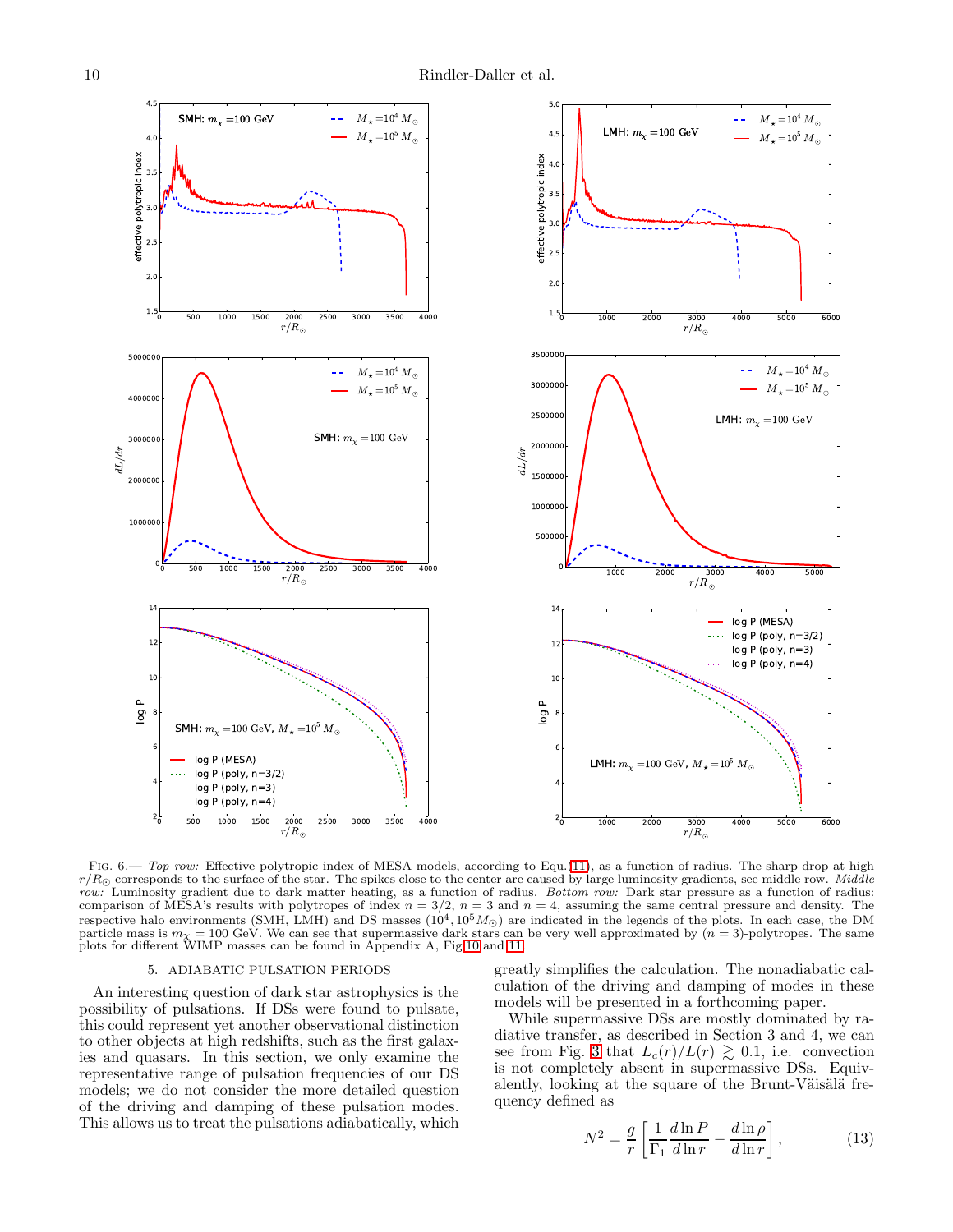Fig. 6.— *Top row:* Effective polytropic index of MESA models, according to Equ.(11), as a function of radius. The sharp drop at high $r/R_\odot$ corresponds to the surface of the star. The spikes close to the center are caused by large luminosity gradients, see middle row. *Middle row:* Luminosity gradient due to dark matter heating, as a function of radius. *Bottom row:* Dark star pressure as a function of radius: comparison of MESA's results with polytropes of index $n = 3/2$, $n = 3$ and $n = 4$, assuming the same central pressure and density. The respective halo environments (SMH, LMH) and DS masses ($10^4, 10^5 M_\odot$) are indicated in the legends of the plots. In each case, the DM particle mass is $m_\chi = 100$ GeV. We can see that supermassive dark stars can be very well approximated by ($n = 3$)-polytropes. The same plots for different WIMP masses can be found in Appendix A, Fig.10 and 11.

## 5. ADIABATIC PULSATION PERIODS

An interesting question of dark star astrophysics is the possibility of pulsations. If DSs were found to pulsate, this could represent yet another observational distinction to other objects at high redshifts, such as the first galaxies and quasars. In this section, we only examine the representative range of pulsation frequencies of our DS models; we do not consider the more detailed question of the driving and damping of these pulsation modes. This allows us to treat the pulsations adiabatically, which greatly simplifies the calculation. The nonadiabatic calculation of the driving and damping of modes in these models will be presented in a forthcoming paper.

While supermassive DSs are mostly dominated by radiative transfer, as described in Section 3 and 4, we can see from Fig. 3 that $L_c(r)/L(r) \gtrsim 0.1$, i.e. convection is not completely absent in supermassive DSs. Equivalently, looking at the square of the Brunt-Väisälä frequency defined as

$$N^2 = \frac{g}{r}\left[\frac{1}{\Gamma_1}\frac{d\ln P}{d\ln r} - \frac{d\ln \rho}{d\ln r}\right], \qquad (13)$$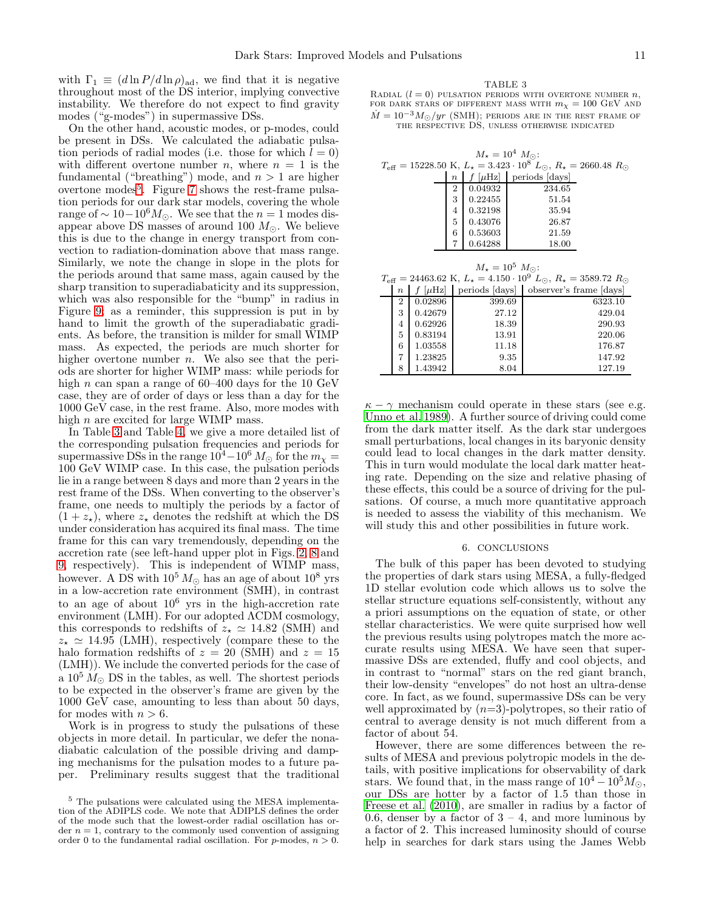with $\Gamma_1 \equiv (d \ln P / d \ln \rho)_{\rm ad}$, we find that it is negative throughout most of the DS interior, implying convective instability. We therefore do not expect to find gravity modes ("g-modes") in supermassive DSs.

On the other hand, acoustic modes, or p-modes, could be present in DSs. We calculated the adiabatic pulsation periods of radial modes (i.e. those for which $l = 0$) with different overtone number $n$, where $n = 1$ is the fundamental ("breathing") mode, and $n > 1$ are higher overtone modes[5]. Figure 7 shows the rest-frame pulsation periods for our dark star models, covering the whole range of $\sim 10 - 10^6 M_\odot$. We see that the $n = 1$ modes disappear above DS masses of around $100\ M_\odot$. We believe this is due to the change in energy transport from convection to radiation-domination above that mass range. Similarly, we note the change in slope in the plots for the periods around that same mass, again caused by the sharp transition to superadiabaticity and its suppression, which was also responsible for the "bump" in radius in Figure 9; as a reminder, this suppression is put in by hand to limit the growth of the superadiabatic gradients. As before, the transition is milder for small WIMP mass. As expected, the periods are much shorter for higher overtone number $n$. We also see that the periods are shorter for higher WIMP mass: while periods for high $n$ can span a range of 60–400 days for the 10 GeV case, they are of order of days or less than a day for the 1000 GeV case, in the rest frame. Also, more modes with high $n$ are excited for large WIMP mass.

In Table 3 and Table 4, we give a more detailed list of the corresponding pulsation frequencies and periods for supermassive DSs in the range $10^4 - 10^6\ M_\odot$ for the $m_\chi =$ 100 GeV WIMP case. In this case, the pulsation periods lie in a range between 8 days and more than 2 years in the rest frame of the DSs. When converting to the observer's frame, one needs to multiply the periods by a factor of $(1 + z_\star)$, where $z_\star$ denotes the redshift at which the DS under consideration has acquired its final mass. The time frame for this can vary tremendously, depending on the accretion rate (see left-hand upper plot in Figs. 2, 8 and 9, respectively). This is independent of WIMP mass, however. A DS with $10^5\ M_\odot$ has an age of about $10^8$ yrs in a low-accretion rate environment (SMH), in contrast to an age of about $10^6$ yrs in the high-accretion rate environment (LMH). For our adopted ΛCDM cosmology, this corresponds to redshifts of $z_\star \simeq 14.82$ (SMH) and $z_\star \simeq 14.95$ (LMH), respectively (compare these to the halo formation redshifts of $z = 20$ (SMH) and $z = 15$ (LMH)). We include the converted periods for the case of a $10^5\ M_\odot$ DS in the tables, as well. The shortest periods to be expected in the observer's frame are given by the 1000 GeV case, amounting to less than about 50 days, for modes with $n > 6$.

Work is in progress to study the pulsations of these objects in more detail. In particular, we defer the nonadiabatic calculation of the possible driving and damping mechanisms for the pulsation modes to a future paper. Preliminary results suggest that the traditional $\kappa - \gamma$ mechanism could operate in these stars (see e.g. Unno et al. 1989). A further source of driving could come from the dark matter itself. As the dark star undergoes small perturbations, local changes in its baryonic density could lead to local changes in the dark matter density. This in turn would modulate the local dark matter heating rate. Depending on the size and relative phasing of these effects, this could be a source of driving for the pulsations. Of course, a much more quantitative approach is needed to assess the viability of this mechanism. We will study this and other possibilities in future work.

[5] The pulsations were calculated using the MESA implementation of the ADIPLS code. We note that ADIPLS defines the order of the mode such that the lowest-order radial oscillation has order $n = 1$, contrary to the commonly used convention of assigning order 0 to the fundamental radial oscillation. For $p$-modes, $n > 0$.

TABLE 3
RADIAL ($l = 0$) PULSATION PERIODS WITH OVERTONE NUMBER $n$, FOR DARK STARS OF DIFFERENT MASS WITH $m_\chi = 100$ GEV AND $\dot{M} = 10^{-3} M_\odot/yr$ (SMH); PERIODS ARE IN THE REST FRAME OF THE RESPECTIVE DS, UNLESS OTHERWISE INDICATED

$M_\star = 10^4\ M_\odot$:
$T_{\rm eff} = 15228.50$ K, $L_\star = 3.423 \cdot 10^8\ L_\odot$, $R_\star = 2660.48\ R_\odot$

| $n$ | $f$ [$\mu$Hz] | periods [days] |
|---|---|---|
| 2 | 0.04932 | 234.65 |
| 3 | 0.22455 | 51.54 |
| 4 | 0.32198 | 35.94 |
| 5 | 0.43076 | 26.87 |
| 6 | 0.53603 | 21.59 |
| 7 | 0.64288 | 18.00 |

$M_\star = 10^5\ M_\odot$:
$T_{\rm eff} = 24463.62$ K, $L_\star = 4.150 \cdot 10^9\ L_\odot$, $R_\star = 3589.72\ R_\odot$

| $n$ | $f$ [$\mu$Hz] | periods [days] | observer's frame [days] |
|---|---|---|---|
| 2 | 0.02896 | 399.69 | 6323.10 |
| 3 | 0.42679 | 27.12 | 429.04 |
| 4 | 0.62926 | 18.39 | 290.93 |
| 5 | 0.83194 | 13.91 | 220.06 |
| 6 | 1.03558 | 11.18 | 176.87 |
| 7 | 1.23825 | 9.35 | 147.92 |
| 8 | 1.43942 | 8.04 | 127.19 |

## 6. CONCLUSIONS

The bulk of this paper has been devoted to studying the properties of dark stars using MESA, a fully-fledged 1D stellar evolution code which allows us to solve the stellar structure equations self-consistently, without any a priori assumptions on the equation of state, or other stellar characteristics. We were quite surprised how well the previous results using polytropes match the more accurate results using MESA. We have seen that supermassive DSs are extended, fluffy and cool objects, and in contrast to "normal" stars on the red giant branch, their low-density "envelopes" do not host an ultra-dense core. In fact, as we found, supermassive DSs can be very well approximated by ($n$=3)-polytropes, so their ratio of central to average density is not much different from a factor of about 54.

However, there are some differences between the results of MESA and previous polytropic models in the details, with positive implications for observability of dark stars. We found that, in the mass range of $10^4 - 10^5 M_\odot$, our DSs are hotter by a factor of 1.5 than those in Freese et al. (2010), are smaller in radius by a factor of 0.6, denser by a factor of 3 – 4, and more luminous by a factor of 2. This increased luminosity should of course help in searches for dark stars using the James Webb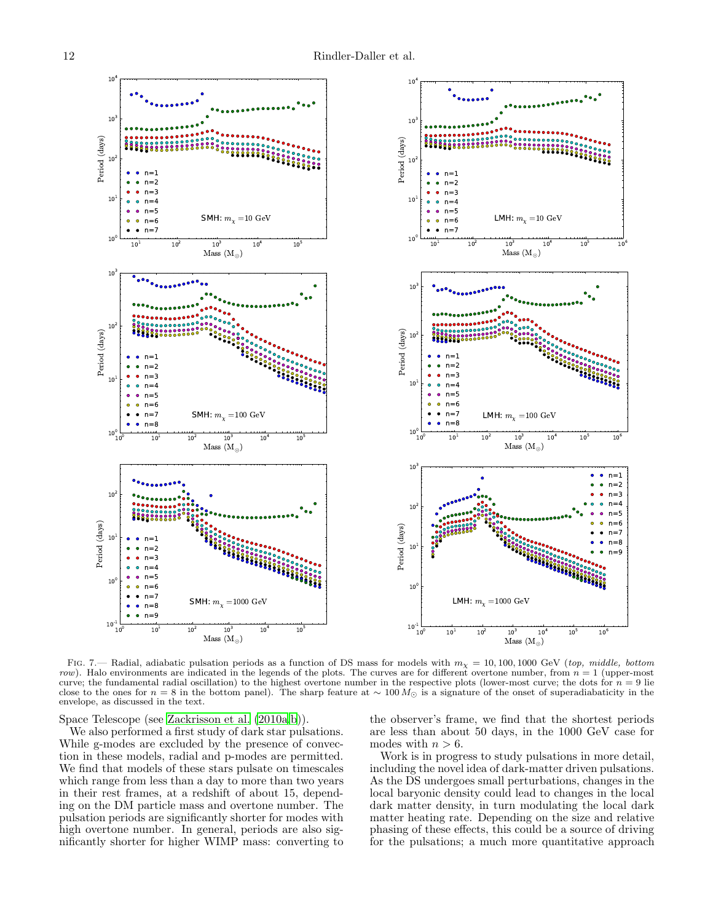Fig. 7.— Radial, adiabatic pulsation periods as a function of DS mass for models with $m_\chi = 10, 100, 1000$ GeV (*top, middle, bottom row*). Halo environments are indicated in the legends of the plots. The curves are for different overtone number, from $n = 1$ (upper-most curve; the fundamental radial oscillation) to the highest overtone number in the respective plots (lower-most curve; the dots for $n = 9$ lie close to the ones for $n = 8$ in the bottom panel). The sharp feature at $\sim 100\,M_\odot$ is a signature of the onset of superadiabaticity in the envelope, as discussed in the text.

Space Telescope (see Zackrisson et al. (2010a,b)).

We also performed a first study of dark star pulsations. While g-modes are excluded by the presence of convection in these models, radial and p-modes are permitted. We find that models of these stars pulsate on timescales which range from less than a day to more than two years in their rest frames, at a redshift of about 15, depending on the DM particle mass and overtone number. The pulsation periods are significantly shorter for modes with high overtone number. In general, periods are also significantly shorter for higher WIMP mass: converting to the observer's frame, we find that the shortest periods are less than about 50 days, in the 1000 GeV case for modes with $n > 6$.

Work is in progress to study pulsations in more detail, including the novel idea of dark-matter driven pulsations. As the DS undergoes small perturbations, changes in the local baryonic density could lead to changes in the local dark matter density, in turn modulating the local dark matter heating rate. Depending on the size and relative phasing of these effects, this could be a source of driving for the pulsations; a much more quantitative approach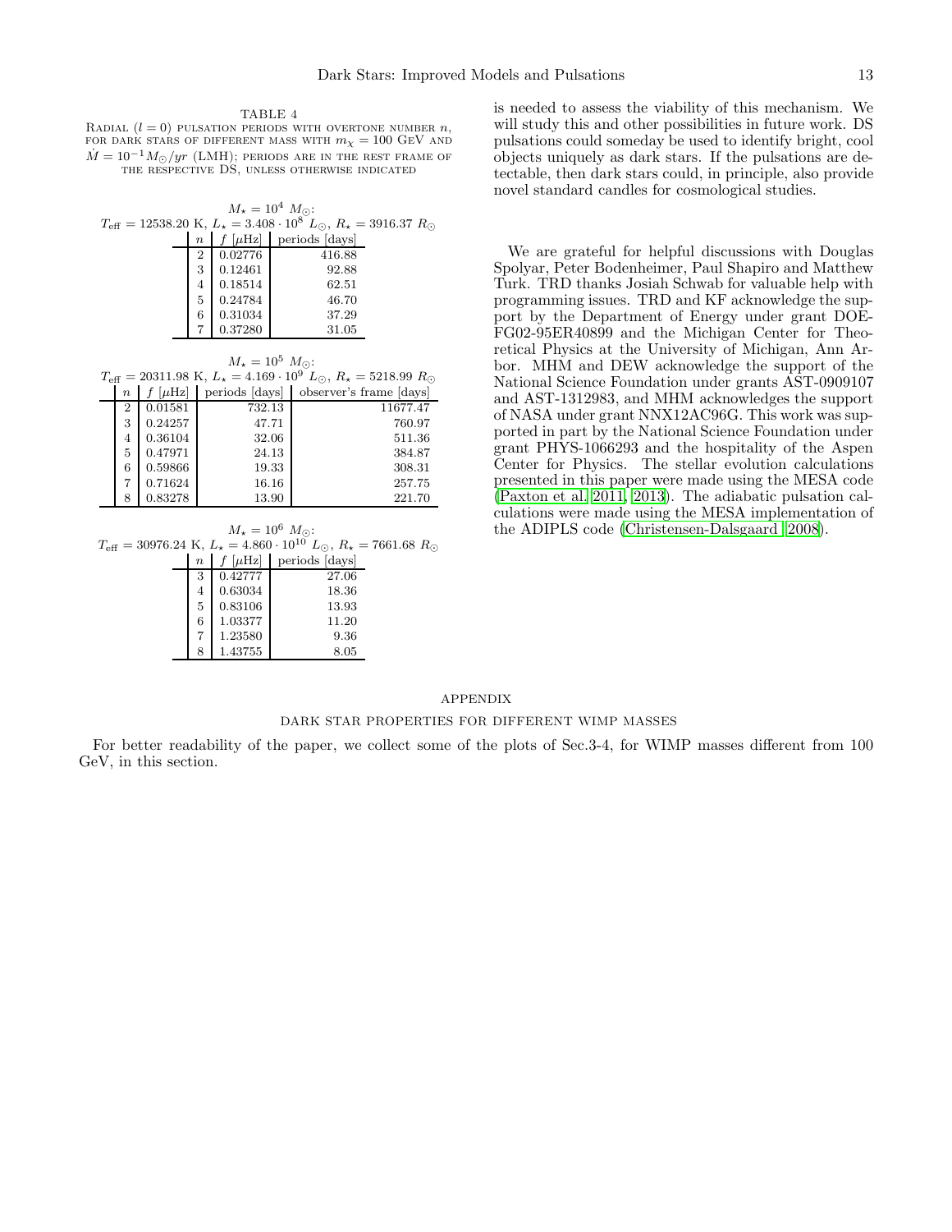TABLE 4
Radial ($l = 0$) pulsation periods with overtone number $n$, for dark stars of different mass with $m_\chi = 100$ GeV and $\dot{M} = 10^{-1} M_\odot/yr$ (LMH); periods are in the rest frame of the respective DS, unless otherwise indicated

$M_\star = 10^4\ M_\odot$:
$T_{\rm eff} = 12538.20$ K, $L_\star = 3.408 \cdot 10^8\ L_\odot$, $R_\star = 3916.37\ R_\odot$

| $n$ | $f$ [$\mu$Hz] | periods [days] |
|---|---|---|
| 2 | 0.02776 | 416.88 |
| 3 | 0.12461 | 92.88 |
| 4 | 0.18514 | 62.51 |
| 5 | 0.24784 | 46.70 |
| 6 | 0.31034 | 37.29 |
| 7 | 0.37280 | 31.05 |

$M_\star = 10^5\ M_\odot$:
$T_{\rm eff} = 20311.98$ K, $L_\star = 4.169 \cdot 10^9\ L_\odot$, $R_\star = 5218.99\ R_\odot$

| $n$ | $f$ [$\mu$Hz] | periods [days] | observer's frame [days] |
|---|---|---|---|
| 2 | 0.01581 | 732.13 | 11677.47 |
| 3 | 0.24257 | 47.71 | 760.97 |
| 4 | 0.36104 | 32.06 | 511.36 |
| 5 | 0.47971 | 24.13 | 384.87 |
| 6 | 0.59866 | 19.33 | 308.31 |
| 7 | 0.71624 | 16.16 | 257.75 |
| 8 | 0.83278 | 13.90 | 221.70 |

$M_\star = 10^6\ M_\odot$:
$T_{\rm eff} = 30976.24$ K, $L_\star = 4.860 \cdot 10^{10}\ L_\odot$, $R_\star = 7661.68\ R_\odot$

| $n$ | $f$ [$\mu$Hz] | periods [days] |
|---|---|---|
| 3 | 0.42777 | 27.06 |
| 4 | 0.63034 | 18.36 |
| 5 | 0.83106 | 13.93 |
| 6 | 1.03377 | 11.20 |
| 7 | 1.23580 | 9.36 |
| 8 | 1.43755 | 8.05 |

is needed to assess the viability of this mechanism. We will study this and other possibilities in future work. DS pulsations could someday be used to identify bright, cool objects uniquely as dark stars. If the pulsations are detectable, then dark stars could, in principle, also provide novel standard candles for cosmological studies.

We are grateful for helpful discussions with Douglas Spolyar, Peter Bodenheimer, Paul Shapiro and Matthew Turk. TRD thanks Josiah Schwab for valuable help with programming issues. TRD and KF acknowledge the support by the Department of Energy under grant DOE-FG02-95ER40899 and the Michigan Center for Theoretical Physics at the University of Michigan, Ann Arbor. MHM and DEW acknowledge the support of the National Science Foundation under grants AST-0909107 and AST-1312983, and MHM acknowledges the support of NASA under grant NNX12AC96G. This work was supported in part by the National Science Foundation under grant PHYS-1066293 and the hospitality of the Aspen Center for Physics. The stellar evolution calculations presented in this paper were made using the MESA code (Paxton et al. 2011, 2013). The adiabatic pulsation calculations were made using the MESA implementation of the ADIPLS code (Christensen-Dalsgaard 2008).

## APPENDIX

### DARK STAR PROPERTIES FOR DIFFERENT WIMP MASSES

For better readability of the paper, we collect some of the plots of Sec.3-4, for WIMP masses different from 100 GeV, in this section.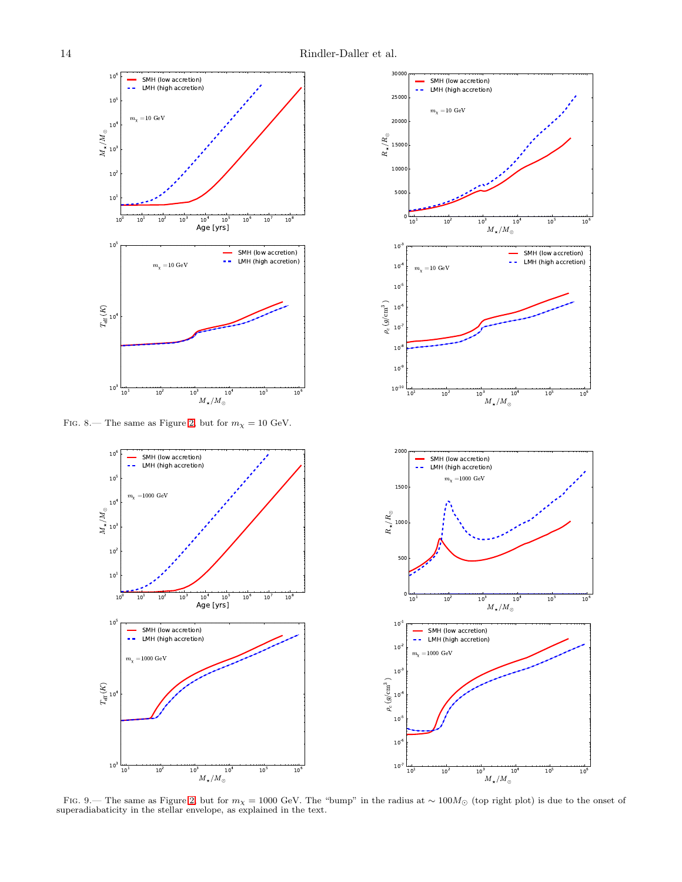FIG. 8.— The same as Figure 2, but for $m_\chi = 10$ GeV.

FIG. 9.— The same as Figure 2, but for $m_\chi = 1000$ GeV. The "bump" in the radius at $\sim 100 M_\odot$ (top right plot) is due to the onset of superadiabaticity in the stellar envelope, as explained in the text.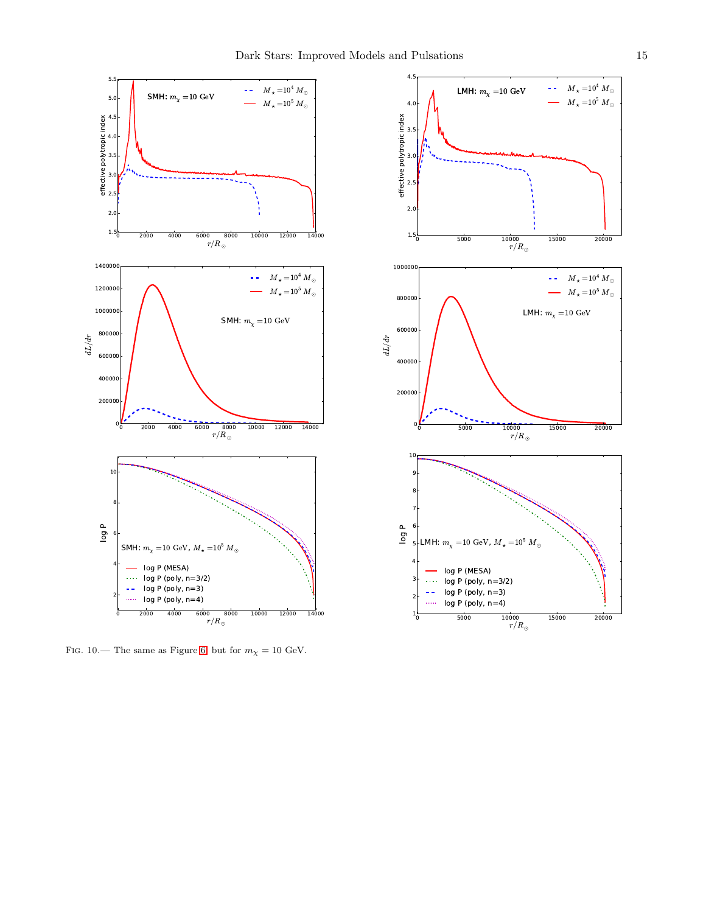FIG. 10.— The same as Figure 6, but for $m_\chi = 10$ GeV.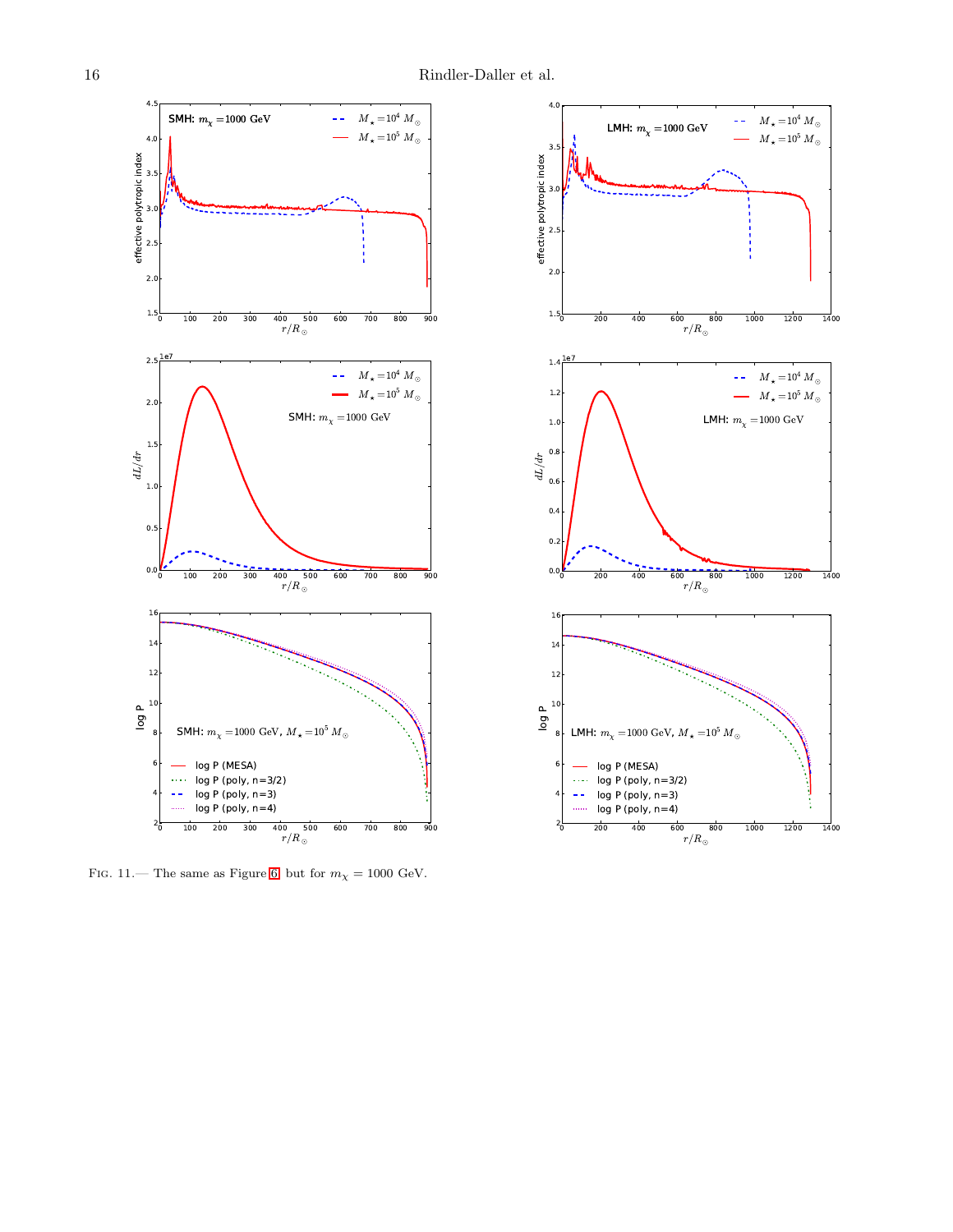FIG. 11.— The same as Figure 6, but for $m_\chi = 1000$ GeV.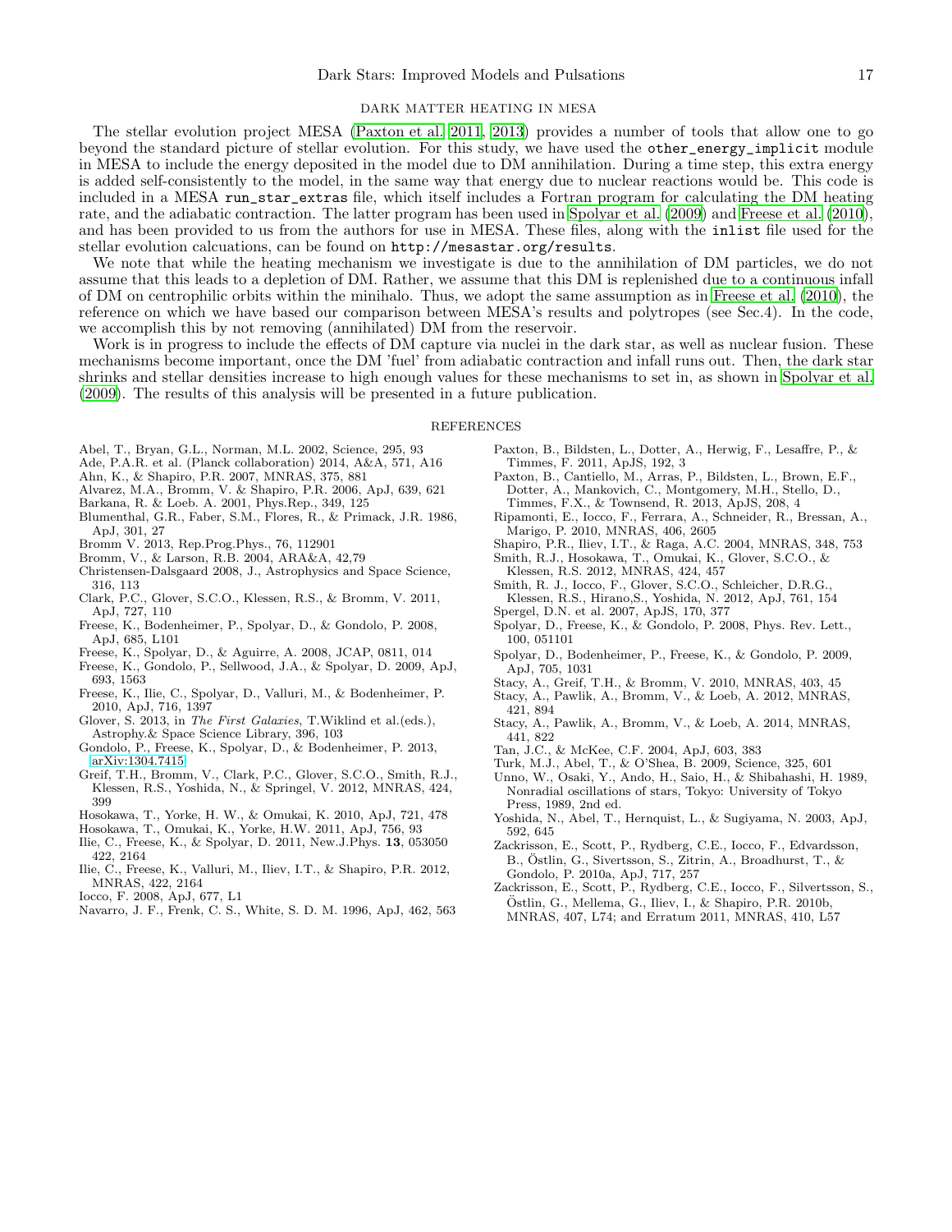## DARK MATTER HEATING IN MESA

The stellar evolution project MESA (Paxton et al. 2011, 2013) provides a number of tools that allow one to go beyond the standard picture of stellar evolution. For this study, we have used the `other_energy_implicit` module in MESA to include the energy deposited in the model due to DM annihilation. During a time step, this extra energy is added self-consistently to the model, in the same way that energy due to nuclear reactions would be. This code is included in a MESA `run_star_extras` file, which itself includes a Fortran program for calculating the DM heating rate, and the adiabatic contraction. The latter program has been used in Spolyar et al. (2009) and Freese et al. (2010), and has been provided to us from the authors for use in MESA. These files, along with the `inlist` file used for the stellar evolution calcuations, can be found on `http://mesastar.org/results`.

We note that while the heating mechanism we investigate is due to the annihilation of DM particles, we do not assume that this leads to a depletion of DM. Rather, we assume that this DM is replenished due to a continuous infall of DM on centrophilic orbits within the minihalo. Thus, we adopt the same assumption as in Freese et al. (2010), the reference on which we have based our comparison between MESA's results and polytropes (see Sec.4). In the code, we accomplish this by not removing (annihilated) DM from the reservoir.

Work is in progress to include the effects of DM capture via nuclei in the dark star, as well as nuclear fusion. These mechanisms become important, once the DM 'fuel' from adiabatic contraction and infall runs out. Then, the dark star shrinks and stellar densities increase to high enough values for these mechanisms to set in, as shown in Spolyar et al. (2009). The results of this analysis will be presented in a future publication.

## REFERENCES

Abel, T., Bryan, G.L., Norman, M.L. 2002, Science, 295, 93
Ade, P.A.R. et al. (Planck collaboration) 2014, A&A, 571, A16
Ahn, K., & Shapiro, P.R. 2007, MNRAS, 375, 881
Alvarez, M.A., Bromm, V. & Shapiro, P.R. 2006, ApJ, 639, 621
Barkana, R. & Loeb. A. 2001, Phys.Rep., 349, 125
Blumenthal, G.R., Faber, S.M., Flores, R., & Primack, J.R. 1986, ApJ, 301, 27
Bromm V. 2013, Rep.Prog.Phys., 76, 112901
Bromm, V., & Larson, R.B. 2004, ARA&A, 42,79
Christensen-Dalsgaard 2008, J., Astrophysics and Space Science, 316, 113
Clark, P.C., Glover, S.C.O., Klessen, R.S., & Bromm, V. 2011, ApJ, 727, 110
Freese, K., Bodenheimer, P., Spolyar, D., & Gondolo, P. 2008, ApJ, 685, L101
Freese, K., Spolyar, D., & Aguirre, A. 2008, JCAP, 0811, 014
Freese, K., Gondolo, P., Sellwood, J.A., & Spolyar, D. 2009, ApJ, 693, 1563
Freese, K., Ilie, C., Spolyar, D., Valluri, M., & Bodenheimer, P. 2010, ApJ, 716, 1397
Glover, S. 2013, in *The First Galaxies*, T.Wiklind et al.(eds.), Astrophy.& Space Science Library, 396, 103
Gondolo, P., Freese, K., Spolyar, D., & Bodenheimer, P. 2013, arXiv:1304.7415
Greif, T.H., Bromm, V., Clark, P.C., Glover, S.C.O., Smith, R.J., Klessen, R.S., Yoshida, N., & Springel, V. 2012, MNRAS, 424, 399
Hosokawa, T., Yorke, H. W., & Omukai, K. 2010, ApJ, 721, 478
Hosokawa, T., Omukai, K., Yorke, H.W. 2011, ApJ, 756, 93
Ilie, C., Freese, K., & Spolyar, D. 2011, New.J.Phys. **13**, 053050 422, 2164
Ilie, C., Freese, K., Valluri, M., Iliev, I.T., & Shapiro, P.R. 2012, MNRAS, 422, 2164
Iocco, F. 2008, ApJ, 677, L1
Navarro, J. F., Frenk, C. S., White, S. D. M. 1996, ApJ, 462, 563
Paxton, B., Bildsten, L., Dotter, A., Herwig, F., Lesaffre, P., & Timmes, F. 2011, ApJS, 192, 3
Paxton, B., Cantiello, M., Arras, P., Bildsten, L., Brown, E.F., Dotter, A., Mankovich, C., Montgomery, M.H., Stello, D., Timmes, F.X., & Townsend, R. 2013, ApJS, 208, 4
Ripamonti, E., Iocco, F., Ferrara, A., Schneider, R., Bressan, A., Marigo, P. 2010, MNRAS, 406, 2605
Shapiro, P.R., Iliev, I.T., & Raga, A.C. 2004, MNRAS, 348, 753
Smith, R.J., Hosokawa, T., Omukai, K., Glover, S.C.O., & Klessen, R.S. 2012, MNRAS, 424, 457
Smith, R. J., Iocco, F., Glover, S.C.O., Schleicher, D.R.G., Klessen, R.S., Hirano,S., Yoshida, N. 2012, ApJ, 761, 154
Spergel, D.N. et al. 2007, ApJS, 170, 377
Spolyar, D., Freese, K., & Gondolo, P. 2008, Phys. Rev. Lett., 100, 051101
Spolyar, D., Bodenheimer, P., Freese, K., & Gondolo, P. 2009, ApJ, 705, 1031
Stacy, A., Greif, T.H., & Bromm, V. 2010, MNRAS, 403, 45
Stacy, A., Pawlik, A., Bromm, V., & Loeb, A. 2012, MNRAS, 421, 894
Stacy, A., Pawlik, A., Bromm, V., & Loeb, A. 2014, MNRAS, 441, 822
Tan, J.C., & McKee, C.F. 2004, ApJ, 603, 383
Turk, M.J., Abel, T., & O'Shea, B. 2009, Science, 325, 601
Unno, W., Osaki, Y., Ando, H., Saio, H., & Shibahashi, H. 1989, Nonradial oscillations of stars, Tokyo: University of Tokyo Press, 1989, 2nd ed.
Yoshida, N., Abel, T., Hernquist, L., & Sugiyama, N. 2003, ApJ, 592, 645
Zackrisson, E., Scott, P., Rydberg, C.E., Iocco, F., Edvardsson, B., Östlin, G., Sivertsson, S., Zitrin, A., Broadhurst, T., & Gondolo, P. 2010a, ApJ, 717, 257
Zackrisson, E., Scott, P., Rydberg, C.E., Iocco, F., Silvertsson, S., Östlin, G., Mellema, G., Iliev, I., & Shapiro, P.R. 2010b, MNRAS, 407, L74; and Erratum 2011, MNRAS, 410, L57